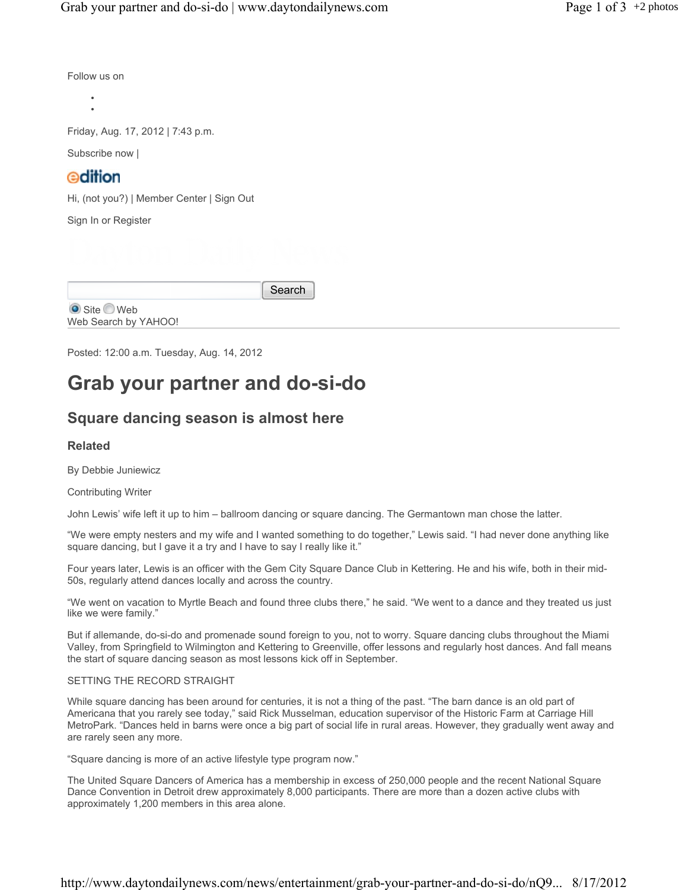Follow us on

- 
- 

Friday, Aug. 17, 2012 | 7:43 p.m.

Subscribe now |

edition

Hi, (not you?) | Member Center | Sign Out

Sign In or Register

Search

Site Web
Web Search by YAHOO!

Posted: 12:00 a.m. Tuesday, Aug. 14, 2012

# Grab your partner and do-si-do

## Square dancing season is almost here

### Related

By Debbie Juniewicz

Contributing Writer

John Lewis' wife left it up to him – ballroom dancing or square dancing. The Germantown man chose the latter.

"We were empty nesters and my wife and I wanted something to do together," Lewis said. "I had never done anything like square dancing, but I gave it a try and I have to say I really like it."

Four years later, Lewis is an officer with the Gem City Square Dance Club in Kettering. He and his wife, both in their mid-50s, regularly attend dances locally and across the country.

"We went on vacation to Myrtle Beach and found three clubs there," he said. "We went to a dance and they treated us just like we were family."

But if allemande, do-si-do and promenade sound foreign to you, not to worry. Square dancing clubs throughout the Miami Valley, from Springfield to Wilmington and Kettering to Greenville, offer lessons and regularly host dances. And fall means the start of square dancing season as most lessons kick off in September.

SETTING THE RECORD STRAIGHT

While square dancing has been around for centuries, it is not a thing of the past. "The barn dance is an old part of Americana that you rarely see today," said Rick Musselman, education supervisor of the Historic Farm at Carriage Hill MetroPark. "Dances held in barns were once a big part of social life in rural areas. However, they gradually went away and are rarely seen any more.

"Square dancing is more of an active lifestyle type program now."

The United Square Dancers of America has a membership in excess of 250,000 people and the recent National Square Dance Convention in Detroit drew approximately 8,000 participants. There are more than a dozen active clubs with approximately 1,200 members in this area alone.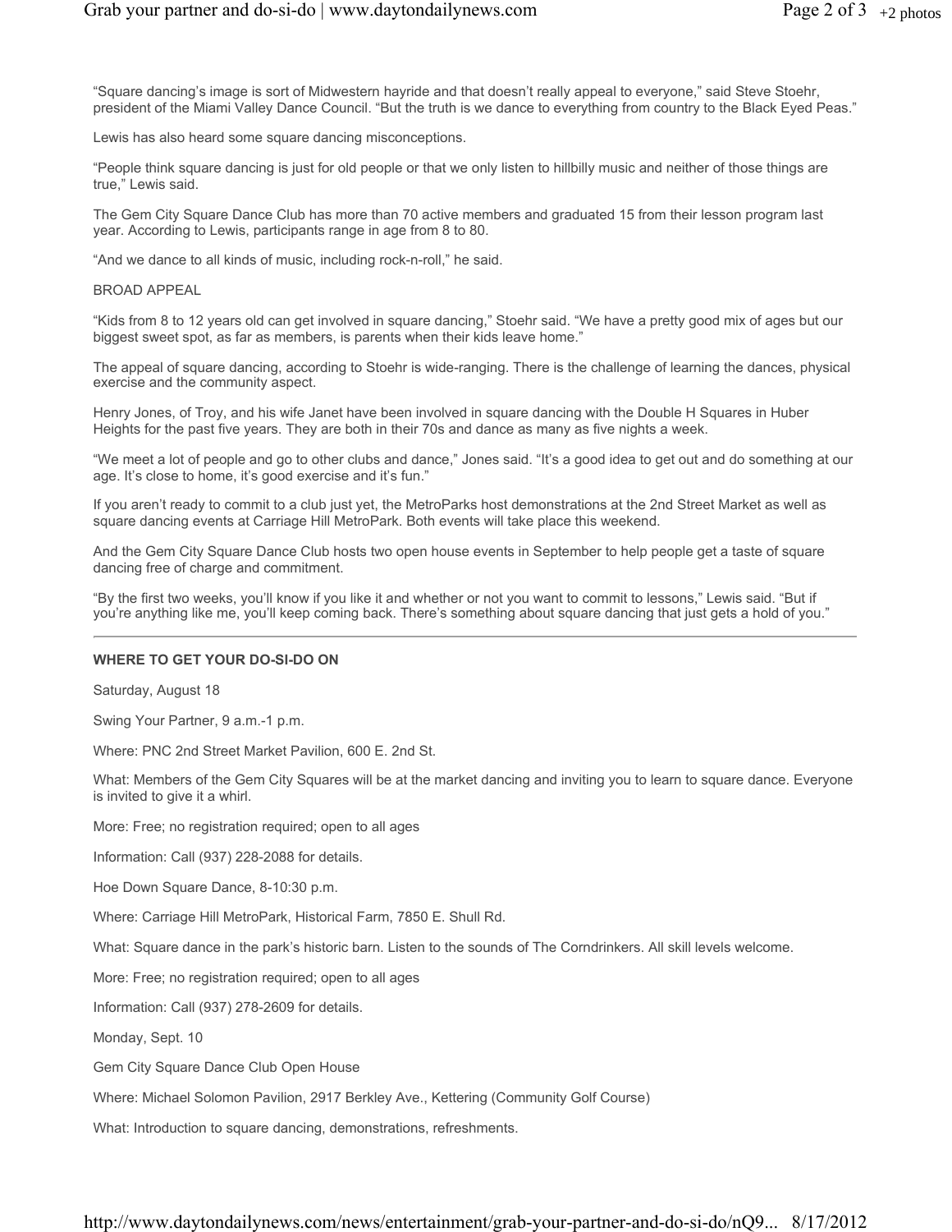"Square dancing's image is sort of Midwestern hayride and that doesn't really appeal to everyone," said Steve Stoehr, president of the Miami Valley Dance Council. "But the truth is we dance to everything from country to the Black Eyed Peas."

Lewis has also heard some square dancing misconceptions.

"People think square dancing is just for old people or that we only listen to hillbilly music and neither of those things are true," Lewis said.

The Gem City Square Dance Club has more than 70 active members and graduated 15 from their lesson program last year. According to Lewis, participants range in age from 8 to 80.

"And we dance to all kinds of music, including rock-n-roll," he said.

## BROAD APPEAL

"Kids from 8 to 12 years old can get involved in square dancing," Stoehr said. "We have a pretty good mix of ages but our biggest sweet spot, as far as members, is parents when their kids leave home."

The appeal of square dancing, according to Stoehr is wide-ranging. There is the challenge of learning the dances, physical exercise and the community aspect.

Henry Jones, of Troy, and his wife Janet have been involved in square dancing with the Double H Squares in Huber Heights for the past five years. They are both in their 70s and dance as many as five nights a week.

"We meet a lot of people and go to other clubs and dance," Jones said. "It's a good idea to get out and do something at our age. It's close to home, it's good exercise and it's fun."

If you aren't ready to commit to a club just yet, the MetroParks host demonstrations at the 2nd Street Market as well as square dancing events at Carriage Hill MetroPark. Both events will take place this weekend.

And the Gem City Square Dance Club hosts two open house events in September to help people get a taste of square dancing free of charge and commitment.

"By the first two weeks, you'll know if you like it and whether or not you want to commit to lessons," Lewis said. "But if you're anything like me, you'll keep coming back. There's something about square dancing that just gets a hold of you."

---

**WHERE TO GET YOUR DO-SI-DO ON**

Saturday, August 18

Swing Your Partner, 9 a.m.-1 p.m.

Where: PNC 2nd Street Market Pavilion, 600 E. 2nd St.

What: Members of the Gem City Squares will be at the market dancing and inviting you to learn to square dance. Everyone is invited to give it a whirl.

More: Free; no registration required; open to all ages

Information: Call (937) 228-2088 for details.

Hoe Down Square Dance, 8-10:30 p.m.

Where: Carriage Hill MetroPark, Historical Farm, 7850 E. Shull Rd.

What: Square dance in the park's historic barn. Listen to the sounds of The Corndrinkers. All skill levels welcome.

More: Free; no registration required; open to all ages

Information: Call (937) 278-2609 for details.

Monday, Sept. 10

Gem City Square Dance Club Open House

Where: Michael Solomon Pavilion, 2917 Berkley Ave., Kettering (Community Golf Course)

What: Introduction to square dancing, demonstrations, refreshments.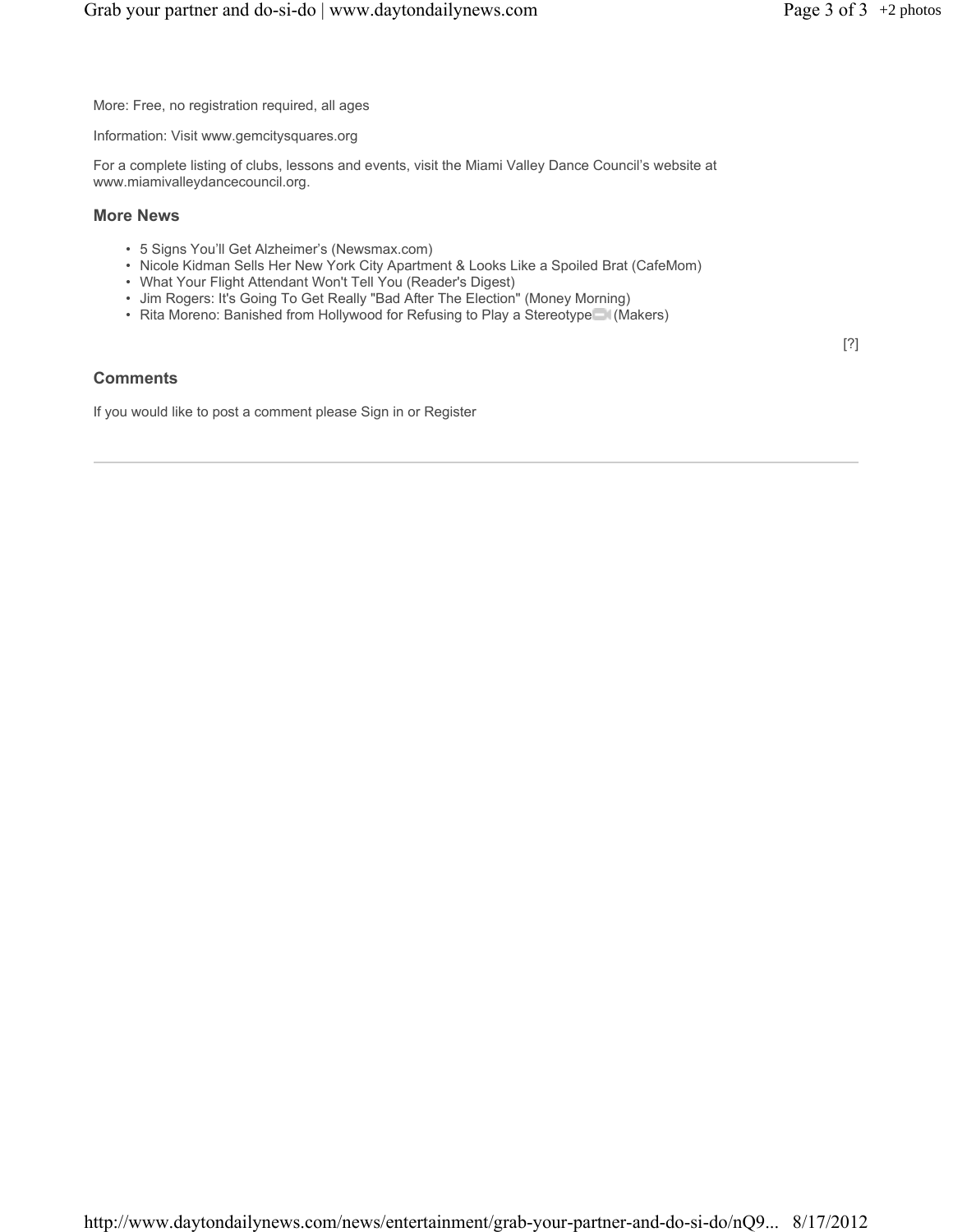More: Free, no registration required, all ages

Information: Visit www.gemcitysquares.org

For a complete listing of clubs, lessons and events, visit the Miami Valley Dance Council's website at www.miamivalleydancecouncil.org.

### More News

- 5 Signs You'll Get Alzheimer's (Newsmax.com)
- Nicole Kidman Sells Her New York City Apartment & Looks Like a Spoiled Brat (CafeMom)
- What Your Flight Attendant Won't Tell You (Reader's Digest)
- Jim Rogers: It's Going To Get Really "Bad After The Election" (Money Morning)
- Rita Moreno: Banished from Hollywood for Refusing to Play a Stereotype (Makers)

[?]

### Comments

If you would like to post a comment please Sign in or Register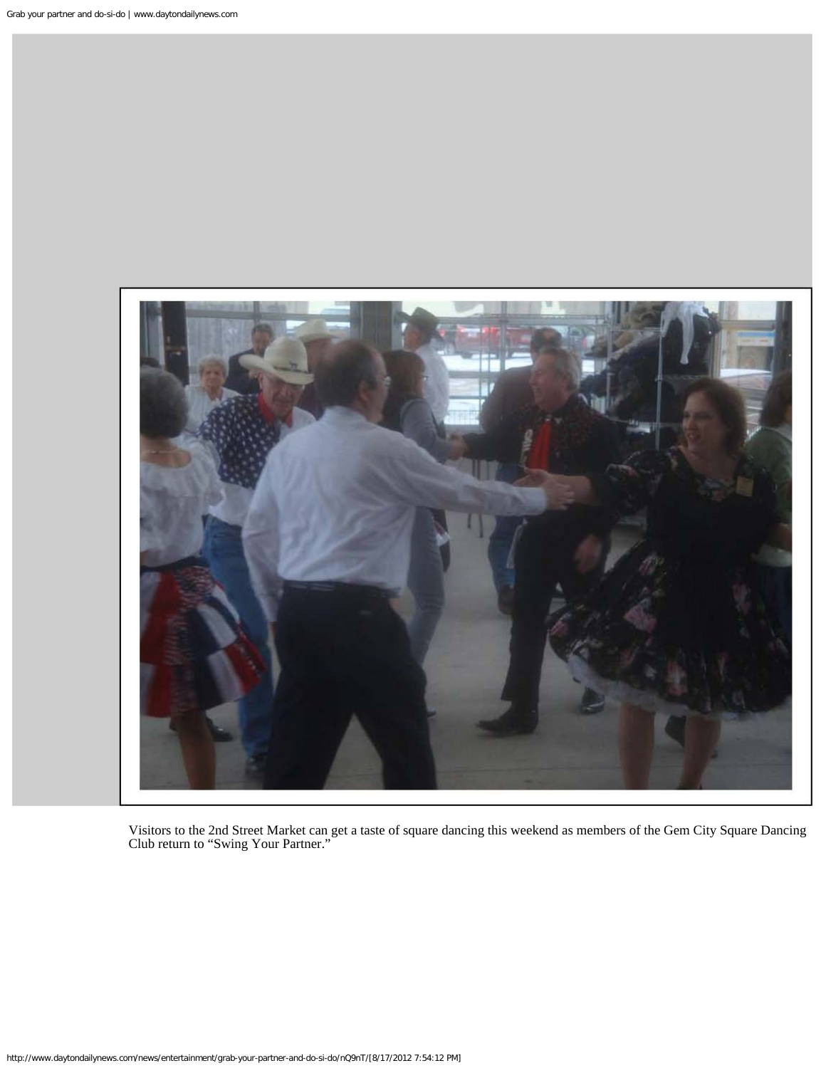Visitors to the 2nd Street Market can get a taste of square dancing this weekend as members of the Gem City Square Dancing Club return to “Swing Your Partner.”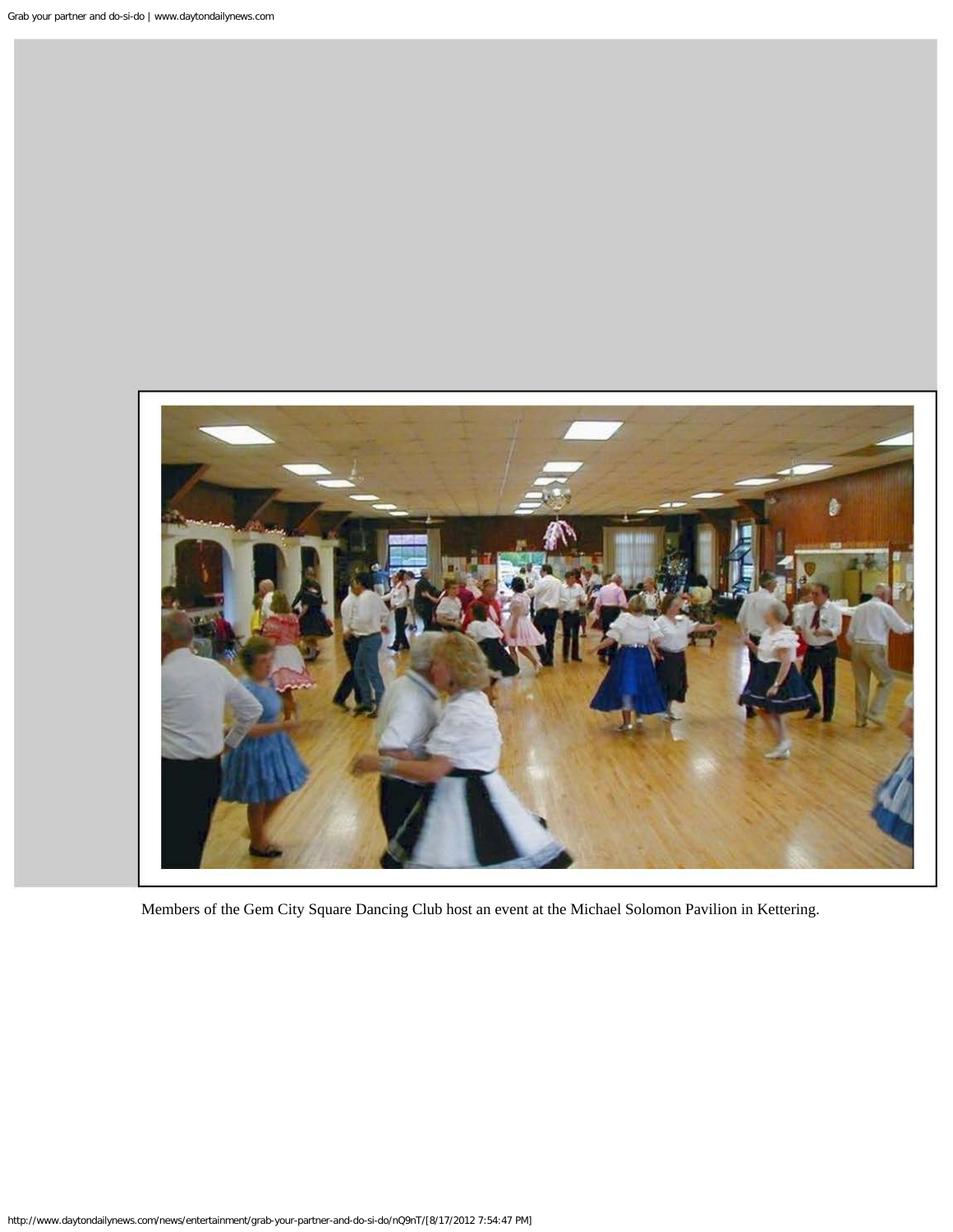Members of the Gem City Square Dancing Club host an event at the Michael Solomon Pavilion in Kettering.